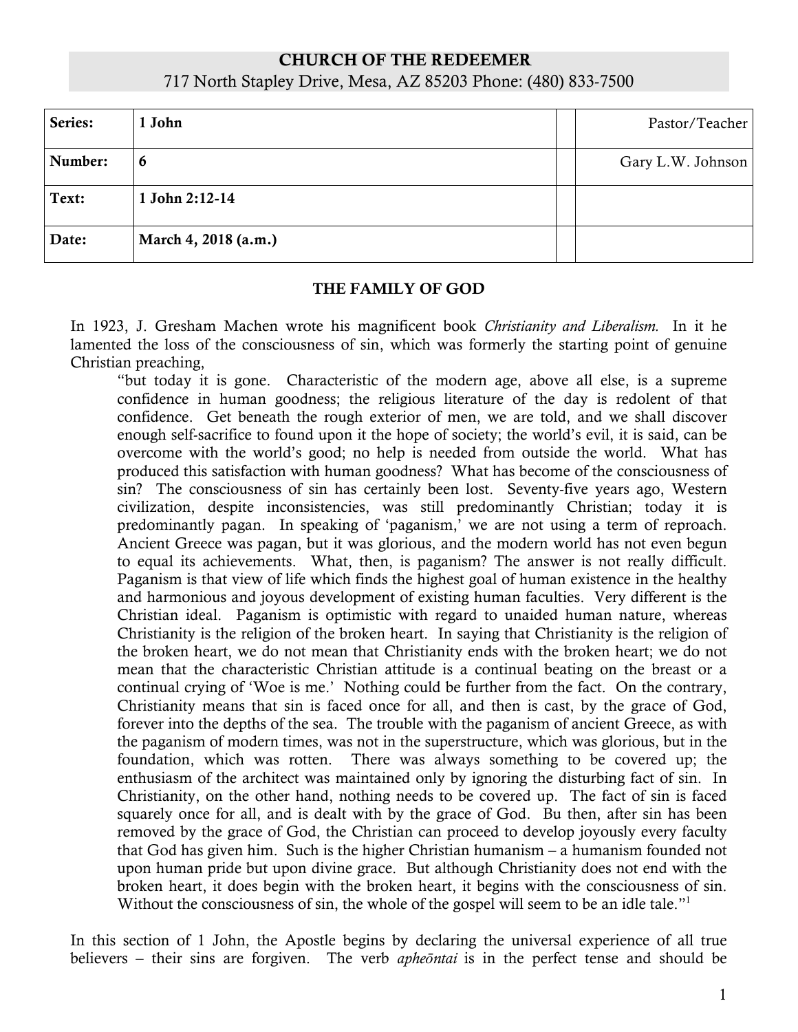**CHURCH OF THE REDEEMER**
717 North Stapley Drive, Mesa, AZ 85203 Phone: (480) 833-7500

| | | | |
|---|---|---|---|
| **Series:** | **1 John** | | Pastor/Teacher |
| **Number:** | **6** | | Gary L.W. Johnson |
| **Text:** | **1 John 2:12-14** | | |
| **Date:** | **March 4, 2018 (a.m.)** | | |

## THE FAMILY OF GOD

In 1923, J. Gresham Machen wrote his magnificent book *Christianity and Liberalism.* In it he lamented the loss of the consciousness of sin, which was formerly the starting point of genuine Christian preaching,

> "but today it is gone. Characteristic of the modern age, above all else, is a supreme confidence in human goodness; the religious literature of the day is redolent of that confidence. Get beneath the rough exterior of men, we are told, and we shall discover enough self-sacrifice to found upon it the hope of society; the world's evil, it is said, can be overcome with the world's good; no help is needed from outside the world. What has produced this satisfaction with human goodness? What has become of the consciousness of sin? The consciousness of sin has certainly been lost. Seventy-five years ago, Western civilization, despite inconsistencies, was still predominantly Christian; today it is predominantly pagan. In speaking of 'paganism,' we are not using a term of reproach. Ancient Greece was pagan, but it was glorious, and the modern world has not even begun to equal its achievements. What, then, is paganism? The answer is not really difficult. Paganism is that view of life which finds the highest goal of human existence in the healthy and harmonious and joyous development of existing human faculties. Very different is the Christian ideal. Paganism is optimistic with regard to unaided human nature, whereas Christianity is the religion of the broken heart. In saying that Christianity is the religion of the broken heart, we do not mean that Christianity ends with the broken heart; we do not mean that the characteristic Christian attitude is a continual beating on the breast or a continual crying of 'Woe is me.' Nothing could be further from the fact. On the contrary, Christianity means that sin is faced once for all, and then is cast, by the grace of God, forever into the depths of the sea. The trouble with the paganism of ancient Greece, as with the paganism of modern times, was not in the superstructure, which was glorious, but in the foundation, which was rotten. There was always something to be covered up; the enthusiasm of the architect was maintained only by ignoring the disturbing fact of sin. In Christianity, on the other hand, nothing needs to be covered up. The fact of sin is faced squarely once for all, and is dealt with by the grace of God. Bu then, after sin has been removed by the grace of God, the Christian can proceed to develop joyously every faculty that God has given him. Such is the higher Christian humanism – a humanism founded not upon human pride but upon divine grace. But although Christianity does not end with the broken heart, it does begin with the broken heart, it begins with the consciousness of sin. Without the consciousness of sin, the whole of the gospel will seem to be an idle tale."[1]

In this section of 1 John, the Apostle begins by declaring the universal experience of all true believers – their sins are forgiven. The verb *apheōntai* is in the perfect tense and should be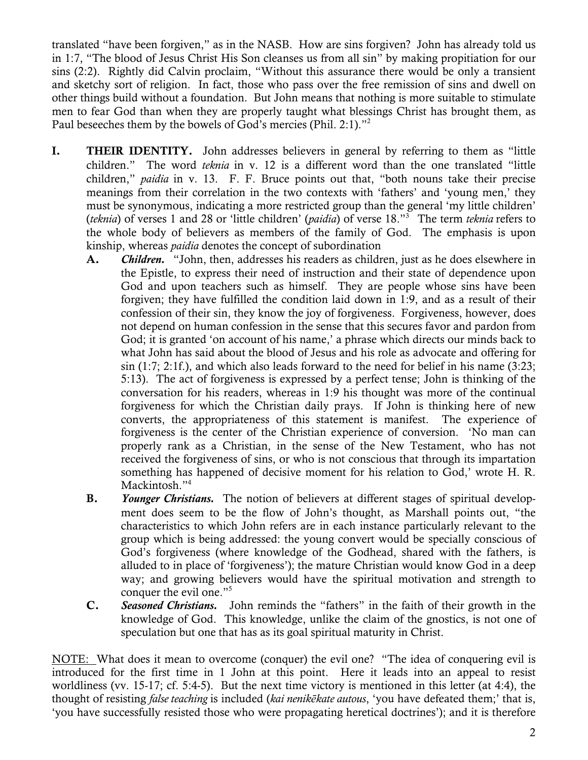translated "have been forgiven," as in the NASB. How are sins forgiven? John has already told us in 1:7, "The blood of Jesus Christ His Son cleanses us from all sin" by making propitiation for our sins (2:2). Rightly did Calvin proclaim, "Without this assurance there would be only a transient and sketchy sort of religion. In fact, those who pass over the free remission of sins and dwell on other things build without a foundation. But John means that nothing is more suitable to stimulate men to fear God than when they are properly taught what blessings Christ has brought them, as Paul beseeches them by the bowels of God's mercies (Phil. 2:1)."[2]

**I. THEIR IDENTITY.** John addresses believers in general by referring to them as "little children." The word *teknia* in v. 12 is a different word than the one translated "little children," *paidia* in v. 13. F. F. Bruce points out that, "both nouns take their precise meanings from their correlation in the two contexts with 'fathers' and 'young men,' they must be synonymous, indicating a more restricted group than the general 'my little children' (*teknia*) of verses 1 and 28 or 'little children' (*paidia*) of verse 18."[3] The term *teknia* refers to the whole body of believers as members of the family of God. The emphasis is upon kinship, whereas *paidia* denotes the concept of subordination

**A.** ***Children.*** "John, then, addresses his readers as children, just as he does elsewhere in the Epistle, to express their need of instruction and their state of dependence upon God and upon teachers such as himself. They are people whose sins have been forgiven; they have fulfilled the condition laid down in 1:9, and as a result of their confession of their sin, they know the joy of forgiveness. Forgiveness, however, does not depend on human confession in the sense that this secures favor and pardon from God; it is granted 'on account of his name,' a phrase which directs our minds back to what John has said about the blood of Jesus and his role as advocate and offering for sin (1:7; 2:1f.), and which also leads forward to the need for belief in his name (3:23; 5:13). The act of forgiveness is expressed by a perfect tense; John is thinking of the conversation for his readers, whereas in 1:9 his thought was more of the continual forgiveness for which the Christian daily prays. If John is thinking here of new converts, the appropriateness of this statement is manifest. The experience of forgiveness is the center of the Christian experience of conversion. 'No man can properly rank as a Christian, in the sense of the New Testament, who has not received the forgiveness of sins, or who is not conscious that through its impartation something has happened of decisive moment for his relation to God,' wrote H. R. Mackintosh."[4]

**B.** ***Younger Christians.*** The notion of believers at different stages of spiritual development does seem to be the flow of John's thought, as Marshall points out, "the characteristics to which John refers are in each instance particularly relevant to the group which is being addressed: the young convert would be specially conscious of God's forgiveness (where knowledge of the Godhead, shared with the fathers, is alluded to in place of 'forgiveness'); the mature Christian would know God in a deep way; and growing believers would have the spiritual motivation and strength to conquer the evil one."[5]

**C.** ***Seasoned Christians.*** John reminds the "fathers" in the faith of their growth in the knowledge of God. This knowledge, unlike the claim of the gnostics, is not one of speculation but one that has as its goal spiritual maturity in Christ.

NOTE: What does it mean to overcome (conquer) the evil one? "The idea of conquering evil is introduced for the first time in 1 John at this point. Here it leads into an appeal to resist worldliness (vv. 15-17; cf. 5:4-5). But the next time victory is mentioned in this letter (at 4:4), the thought of resisting *false teaching* is included (*kai nenikēkate autous*, 'you have defeated them;' that is, 'you have successfully resisted those who were propagating heretical doctrines'); and it is therefore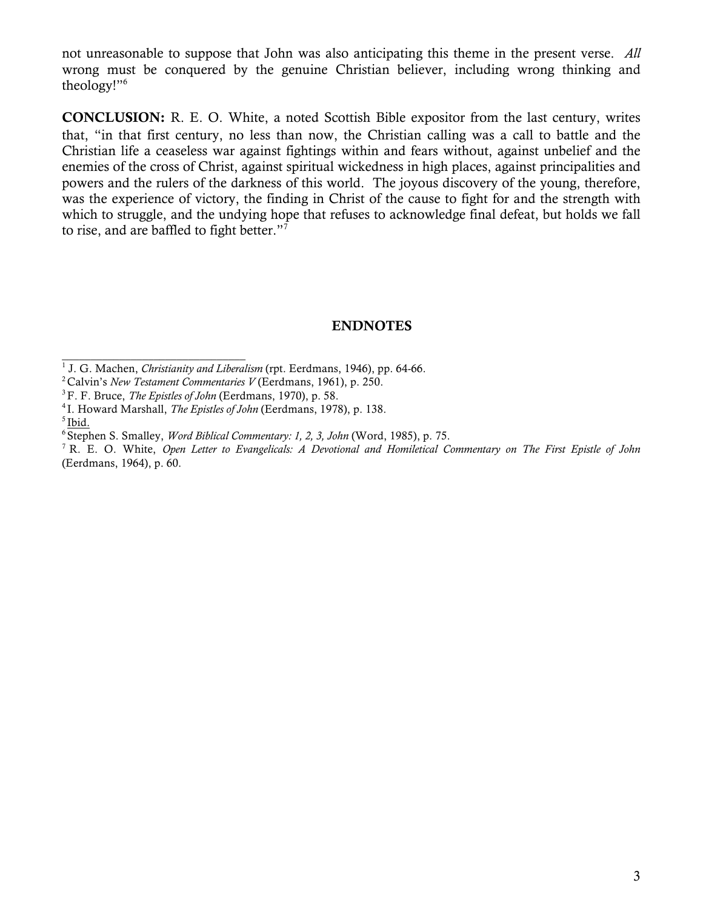not unreasonable to suppose that John was also anticipating this theme in the present verse. *All* wrong must be conquered by the genuine Christian believer, including wrong thinking and theology!"[6]

**CONCLUSION:** R. E. O. White, a noted Scottish Bible expositor from the last century, writes that, "in that first century, no less than now, the Christian calling was a call to battle and the Christian life a ceaseless war against fightings within and fears without, against unbelief and the enemies of the cross of Christ, against spiritual wickedness in high places, against principalities and powers and the rulers of the darkness of this world. The joyous discovery of the young, therefore, was the experience of victory, the finding in Christ of the cause to fight for and the strength with which to struggle, and the undying hope that refuses to acknowledge final defeat, but holds we fall to rise, and are baffled to fight better."[7]

## ENDNOTES

[1] J. G. Machen, *Christianity and Liberalism* (rpt. Eerdmans, 1946), pp. 64-66.

[2] Calvin's *New Testament Commentaries V* (Eerdmans, 1961), p. 250.

[3] F. F. Bruce, *The Epistles of John* (Eerdmans, 1970), p. 58.

[4] I. Howard Marshall, *The Epistles of John* (Eerdmans, 1978), p. 138.

[5] Ibid.

[6] Stephen S. Smalley, *Word Biblical Commentary: 1, 2, 3, John* (Word, 1985), p. 75.

[7] R. E. O. White, *Open Letter to Evangelicals: A Devotional and Homiletical Commentary on The First Epistle of John* (Eerdmans, 1964), p. 60.